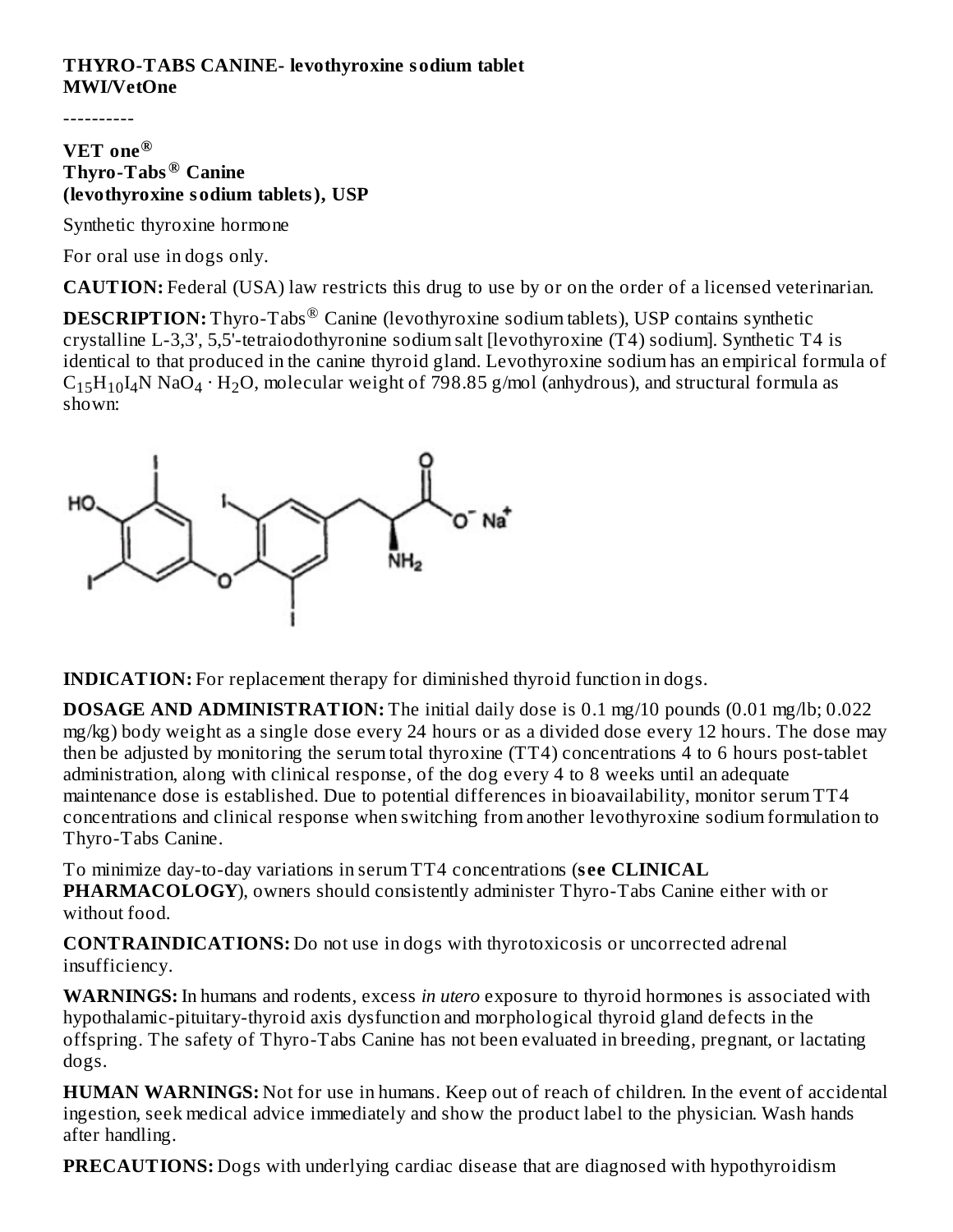**THYRO-TABS CANINE- levothyroxine sodium tablet**
**MWI/VetOne**

----------

**VET one®**
**Thyro-Tabs® Canine**
**(levothyroxine sodium tablets), USP**

Synthetic thyroxine hormone

For oral use in dogs only.

**CAUTION:** Federal (USA) law restricts this drug to use by or on the order of a licensed veterinarian.

**DESCRIPTION:** Thyro-Tabs® Canine (levothyroxine sodium tablets), USP contains synthetic crystalline L-3,3', 5,5'-tetraiodothyronine sodium salt [levothyroxine (T4) sodium]. Synthetic T4 is identical to that produced in the canine thyroid gland. Levothyroxine sodium has an empirical formula of $C_{15}H_{10}I_4N\ NaO_4 \cdot H_2O$, molecular weight of 798.85 g/mol (anhydrous), and structural formula as shown:

**INDICATION:** For replacement therapy for diminished thyroid function in dogs.

**DOSAGE AND ADMINISTRATION:** The initial daily dose is 0.1 mg/10 pounds (0.01 mg/lb; 0.022 mg/kg) body weight as a single dose every 24 hours or as a divided dose every 12 hours. The dose may then be adjusted by monitoring the serum total thyroxine (TT4) concentrations 4 to 6 hours post-tablet administration, along with clinical response, of the dog every 4 to 8 weeks until an adequate maintenance dose is established. Due to potential differences in bioavailability, monitor serum TT4 concentrations and clinical response when switching from another levothyroxine sodium formulation to Thyro-Tabs Canine.

To minimize day-to-day variations in serum TT4 concentrations (**see CLINICAL PHARMACOLOGY**), owners should consistently administer Thyro-Tabs Canine either with or without food.

**CONTRAINDICATIONS:** Do not use in dogs with thyrotoxicosis or uncorrected adrenal insufficiency.

**WARNINGS:** In humans and rodents, excess *in utero* exposure to thyroid hormones is associated with hypothalamic-pituitary-thyroid axis dysfunction and morphological thyroid gland defects in the offspring. The safety of Thyro-Tabs Canine has not been evaluated in breeding, pregnant, or lactating dogs.

**HUMAN WARNINGS:** Not for use in humans. Keep out of reach of children. In the event of accidental ingestion, seek medical advice immediately and show the product label to the physician. Wash hands after handling.

**PRECAUTIONS:** Dogs with underlying cardiac disease that are diagnosed with hypothyroidism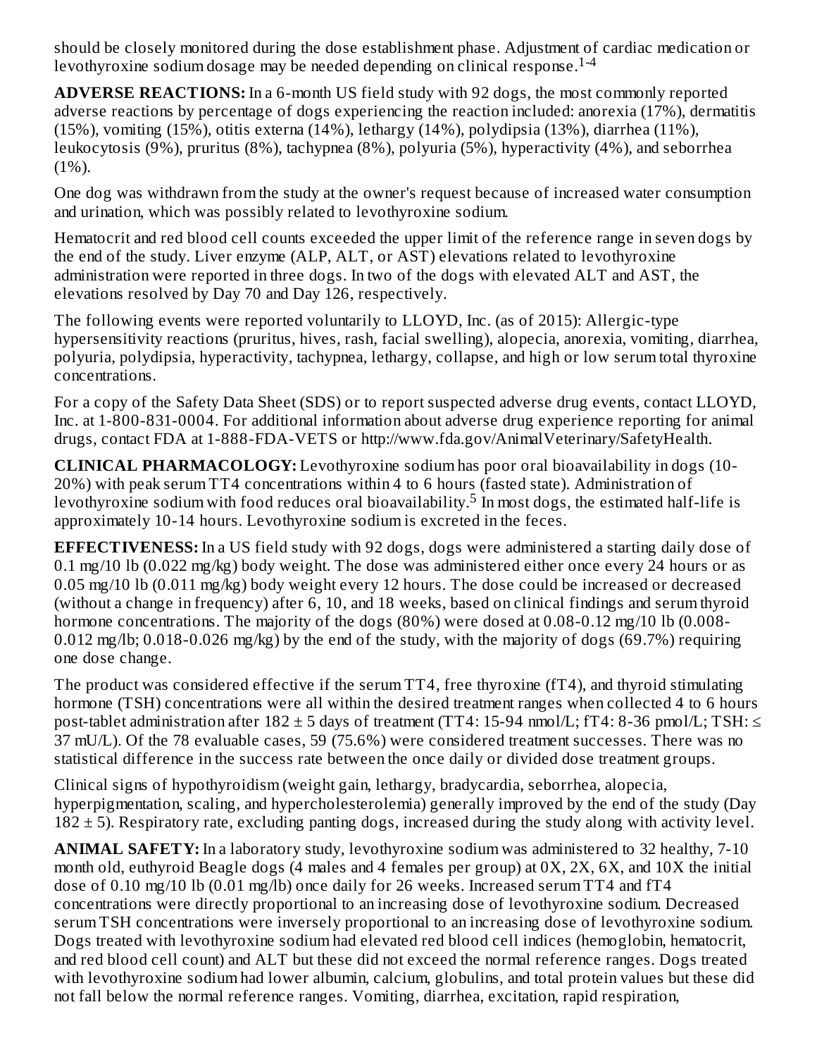should be closely monitored during the dose establishment phase. Adjustment of cardiac medication or levothyroxine sodium dosage may be needed depending on clinical response.[1-4]

**ADVERSE REACTIONS:** In a 6-month US field study with 92 dogs, the most commonly reported adverse reactions by percentage of dogs experiencing the reaction included: anorexia (17%), dermatitis (15%), vomiting (15%), otitis externa (14%), lethargy (14%), polydipsia (13%), diarrhea (11%), leukocytosis (9%), pruritus (8%), tachypnea (8%), polyuria (5%), hyperactivity (4%), and seborrhea (1%).

One dog was withdrawn from the study at the owner's request because of increased water consumption and urination, which was possibly related to levothyroxine sodium.

Hematocrit and red blood cell counts exceeded the upper limit of the reference range in seven dogs by the end of the study. Liver enzyme (ALP, ALT, or AST) elevations related to levothyroxine administration were reported in three dogs. In two of the dogs with elevated ALT and AST, the elevations resolved by Day 70 and Day 126, respectively.

The following events were reported voluntarily to LLOYD, Inc. (as of 2015): Allergic-type hypersensitivity reactions (pruritus, hives, rash, facial swelling), alopecia, anorexia, vomiting, diarrhea, polyuria, polydipsia, hyperactivity, tachypnea, lethargy, collapse, and high or low serum total thyroxine concentrations.

For a copy of the Safety Data Sheet (SDS) or to report suspected adverse drug events, contact LLOYD, Inc. at 1-800-831-0004. For additional information about adverse drug experience reporting for animal drugs, contact FDA at 1-888-FDA-VETS or http://www.fda.gov/AnimalVeterinary/SafetyHealth.

**CLINICAL PHARMACOLOGY:** Levothyroxine sodium has poor oral bioavailability in dogs (10-20%) with peak serum TT4 concentrations within 4 to 6 hours (fasted state). Administration of levothyroxine sodium with food reduces oral bioavailability.[5] In most dogs, the estimated half-life is approximately 10-14 hours. Levothyroxine sodium is excreted in the feces.

**EFFECTIVENESS:** In a US field study with 92 dogs, dogs were administered a starting daily dose of 0.1 mg/10 lb (0.022 mg/kg) body weight. The dose was administered either once every 24 hours or as 0.05 mg/10 lb (0.011 mg/kg) body weight every 12 hours. The dose could be increased or decreased (without a change in frequency) after 6, 10, and 18 weeks, based on clinical findings and serum thyroid hormone concentrations. The majority of the dogs (80%) were dosed at 0.08-0.12 mg/10 lb (0.008-0.012 mg/lb; 0.018-0.026 mg/kg) by the end of the study, with the majority of dogs (69.7%) requiring one dose change.

The product was considered effective if the serum TT4, free thyroxine (fT4), and thyroid stimulating hormone (TSH) concentrations were all within the desired treatment ranges when collected 4 to 6 hours post-tablet administration after $182 \pm 5$ days of treatment (TT4: 15-94 nmol/L; fT4: 8-36 pmol/L; TSH: $\leq$ 37 mU/L). Of the 78 evaluable cases, 59 (75.6%) were considered treatment successes. There was no statistical difference in the success rate between the once daily or divided dose treatment groups.

Clinical signs of hypothyroidism (weight gain, lethargy, bradycardia, seborrhea, alopecia, hyperpigmentation, scaling, and hypercholesterolemia) generally improved by the end of the study (Day $182 \pm 5$). Respiratory rate, excluding panting dogs, increased during the study along with activity level.

**ANIMAL SAFETY:** In a laboratory study, levothyroxine sodium was administered to 32 healthy, 7-10 month old, euthyroid Beagle dogs (4 males and 4 females per group) at 0X, 2X, 6X, and 10X the initial dose of 0.10 mg/10 lb (0.01 mg/lb) once daily for 26 weeks. Increased serum TT4 and fT4 concentrations were directly proportional to an increasing dose of levothyroxine sodium. Decreased serum TSH concentrations were inversely proportional to an increasing dose of levothyroxine sodium. Dogs treated with levothyroxine sodium had elevated red blood cell indices (hemoglobin, hematocrit, and red blood cell count) and ALT but these did not exceed the normal reference ranges. Dogs treated with levothyroxine sodium had lower albumin, calcium, globulins, and total protein values but these did not fall below the normal reference ranges. Vomiting, diarrhea, excitation, rapid respiration,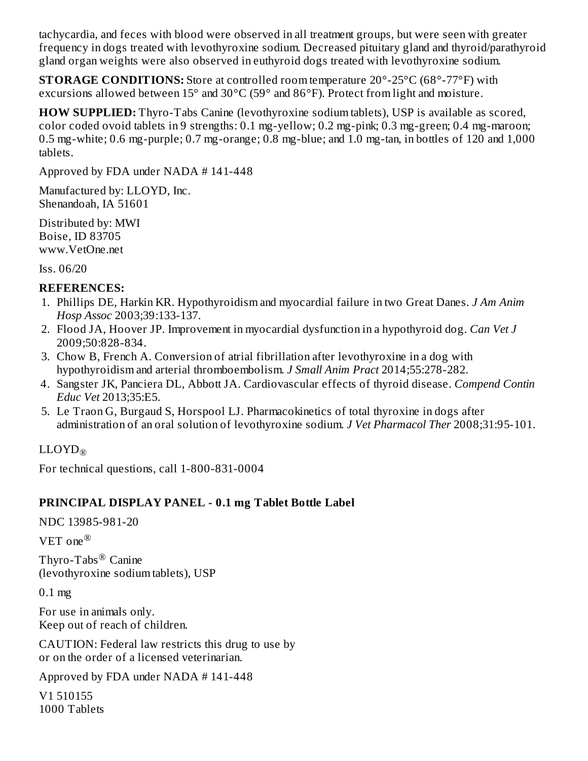tachycardia, and feces with blood were observed in all treatment groups, but were seen with greater frequency in dogs treated with levothyroxine sodium. Decreased pituitary gland and thyroid/parathyroid gland organ weights were also observed in euthyroid dogs treated with levothyroxine sodium.

**STORAGE CONDITIONS:** Store at controlled room temperature 20°-25°C (68°-77°F) with excursions allowed between 15° and 30°C (59° and 86°F). Protect from light and moisture.

**HOW SUPPLIED:** Thyro-Tabs Canine (levothyroxine sodium tablets), USP is available as scored, color coded ovoid tablets in 9 strengths: 0.1 mg-yellow; 0.2 mg-pink; 0.3 mg-green; 0.4 mg-maroon; 0.5 mg-white; 0.6 mg-purple; 0.7 mg-orange; 0.8 mg-blue; and 1.0 mg-tan, in bottles of 120 and 1,000 tablets.

Approved by FDA under NADA # 141-448

Manufactured by: LLOYD, Inc.
Shenandoah, IA 51601

Distributed by: MWI
Boise, ID 83705
www.VetOne.net

Iss. 06/20

**REFERENCES:**

1. Phillips DE, Harkin KR. Hypothyroidism and myocardial failure in two Great Danes. *J Am Anim Hosp Assoc* 2003;39:133-137.
2. Flood JA, Hoover JP. Improvement in myocardial dysfunction in a hypothyroid dog. *Can Vet J* 2009;50:828-834.
3. Chow B, French A. Conversion of atrial fibrillation after levothyroxine in a dog with hypothyroidism and arterial thromboembolism. *J Small Anim Pract* 2014;55:278-282.
4. Sangster JK, Panciera DL, Abbott JA. Cardiovascular effects of thyroid disease. *Compend Contin Educ Vet* 2013;35:E5.
5. Le Traon G, Burgaud S, Horspool LJ. Pharmacokinetics of total thyroxine in dogs after administration of an oral solution of levothyroxine sodium. *J Vet Pharmacol Ther* 2008;31:95-101.

LLOYD®

For technical questions, call 1-800-831-0004

**PRINCIPAL DISPLAY PANEL - 0.1 mg Tablet Bottle Label**

NDC 13985-981-20

VET one®

Thyro-Tabs® Canine
(levothyroxine sodium tablets), USP

0.1 mg

For use in animals only.
Keep out of reach of children.

CAUTION: Federal law restricts this drug to use by
or on the order of a licensed veterinarian.

Approved by FDA under NADA # 141-448

V1 510155
1000 Tablets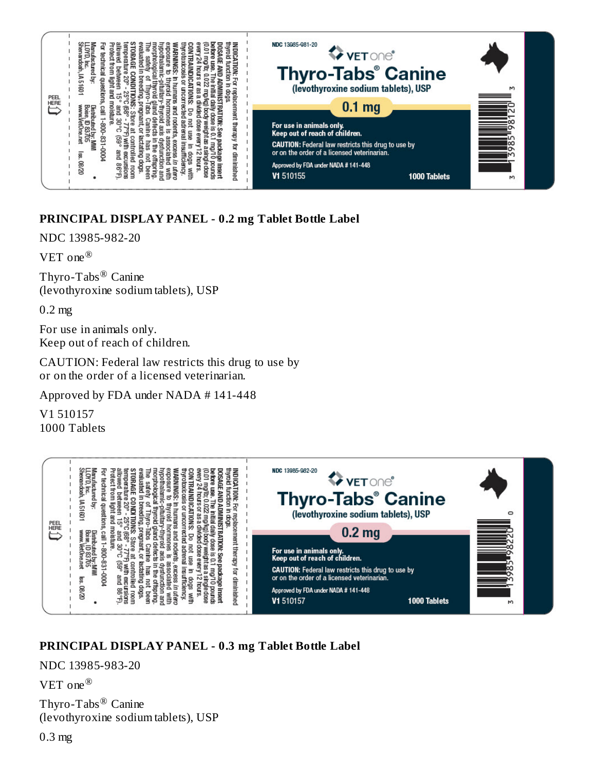NDC 13985-981-20

VET one®

Thyro-Tabs® Canine
(levothyroxine sodium tablets), USP

0.1 mg

For use in animals only.
Keep out of reach of children.

CAUTION: Federal law restricts this drug to use by or on the order of a licensed veterinarian.

Approved by FDA under NADA # 141-448

V1 510155

1000 Tablets

INDICATION: For replacement therapy for diminished thyroid function in dogs.
DOSAGE AND ADMINISTRATION: See package insert before use. The initial daily dose is 0.1 mg/10 pounds (0.01 mg/lb; 0.022 mg/kg) body weight as a single dose every 24 hours or as a divided dose every 12 hours.
CONTRAINDICATIONS: Do not use in dogs with thyrotoxicosis or uncorrected adrenal insufficiency.
WARNINGS: In humans and rodents, excess *in utero* exposure to thyroid hormones is associated with hypothalamic-pituitary-thyroid axis dysfunction and morphological thyroid gland defects in the offspring. The safety of Thyro-Tabs Canine has not been evaluated in breeding, pregnant, or lactating dogs.
STORAGE CONDITIONS: Store at controlled room temperature 20° - 25°C (68° - 77°F) with excursions allowed between 15° and 30°C (59° and 86°F). Protect from light and moisture.
For technical questions, call 1-800-831-0004

Manufactured by:
LLOYD, Inc.
Shenandoah, IA 51601

Distributed by: MWI
Boise, ID 83705
www.VetOne.net

Iss. 08/20

PEEL HERE

## PRINCIPAL DISPLAY PANEL - 0.2 mg Tablet Bottle Label

NDC 13985-982-20

VET one®

Thyro-Tabs® Canine
(levothyroxine sodium tablets), USP

0.2 mg

For use in animals only.
Keep out of reach of children.

CAUTION: Federal law restricts this drug to use by
or on the order of a licensed veterinarian.

Approved by FDA under NADA # 141-448

V1 510157
1000 Tablets

INDICATION: For replacement therapy for diminished thyroid function in dogs.
DOSAGE AND ADMINISTRATION: See package insert before use. The initial daily dose is 0.1 mg/10 pounds (0.01 mg/lb; 0.022 mg/kg) body weight as a single dose every 24 hours or as a divided dose every 12 hours.
CONTRAINDICATIONS: Do not use in dogs with thyrotoxicosis or uncorrected adrenal insufficiency.
WARNINGS: In humans and rodents, excess *in utero* exposure to thyroid hormones is associated with hypothalamic-pituitary-thyroid axis dysfunction and morphological thyroid gland defects in the offspring. The safety of Thyro-Tabs Canine has not been evaluated in breeding, pregnant, or lactating dogs.
STORAGE CONDITIONS: Store at controlled room temperature 20° - 25°C (68° - 77°F) with excursions allowed between 15° and 30°C (59° and 86°F). Protect from light and moisture.
For technical questions, call 1-800-831-0004

Manufactured by:
LLOYD, Inc.
Shenandoah, IA 51601

Distributed by: MWI
Boise, ID 83705
www.VetOne.net

Iss. 08/20

PEEL HERE

## PRINCIPAL DISPLAY PANEL - 0.3 mg Tablet Bottle Label

NDC 13985-983-20

VET one®

Thyro-Tabs® Canine
(levothyroxine sodium tablets), USP

0.3 mg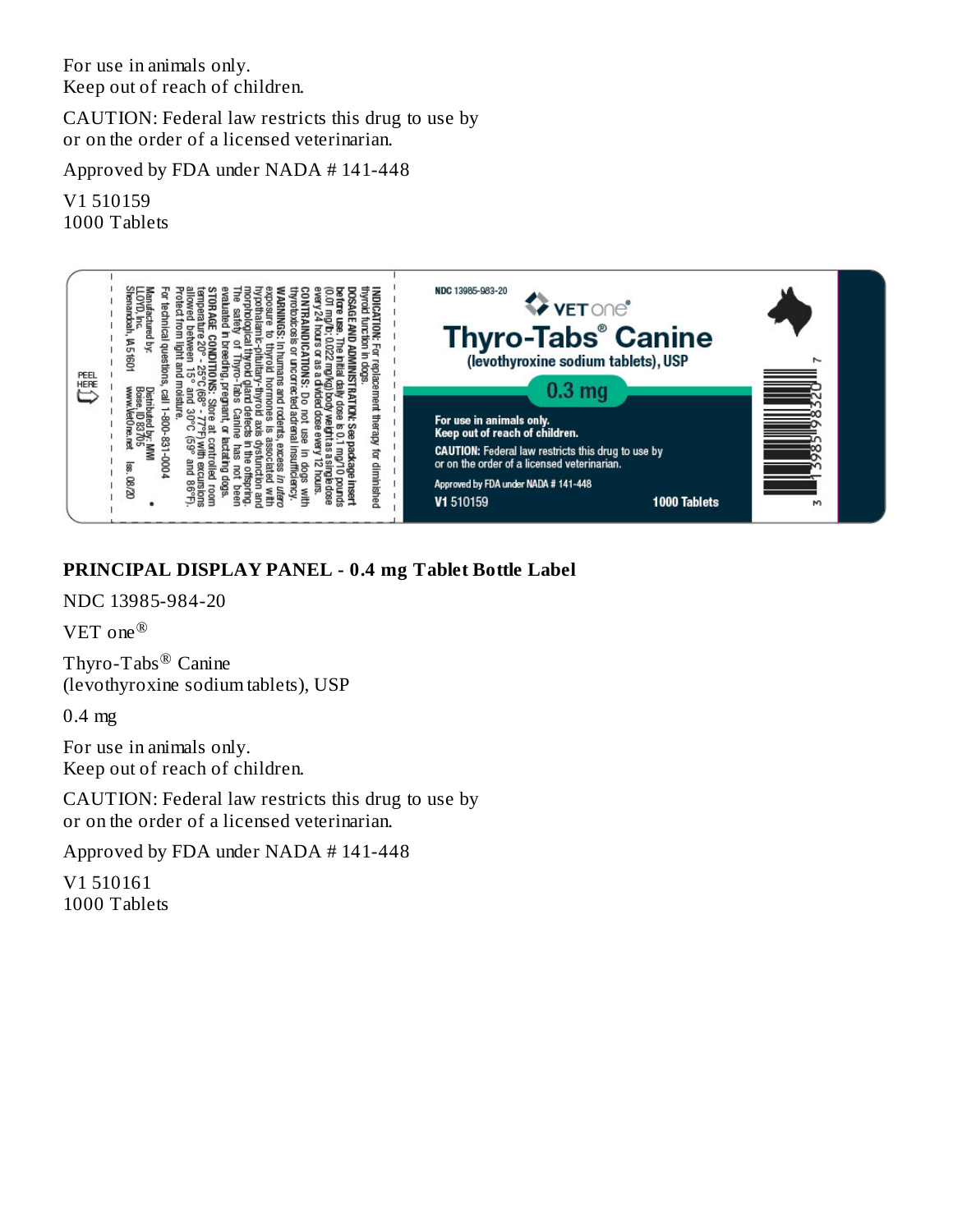For use in animals only.
Keep out of reach of children.

CAUTION: Federal law restricts this drug to use by
or on the order of a licensed veterinarian.

Approved by FDA under NADA # 141-448

V1 510159
1000 Tablets

PEEL HERE

**INDICATION:** For replacement therapy for diminished thyroid function in dogs.
**DOSAGE AND ADMINISTRATION:** See package insert before use. The initial daily dose is 0.1 mg/10 pounds (0.01 mg/lb; 0.022 mg/kg) body weight as a single dose every 24 hours or as a divided dose every 12 hours.
**CONTRAINDICATIONS:** Do not use in dogs with thyrotoxicosis or uncorrected adrenal insufficiency.
**WARNINGS:** In humans and rodents, excess *in utero* exposure to thyroid hormones is associated with hypothalamic-pituitary-thyroid axis dysfunction and morphological thyroid gland defects in the offspring. The safety of Thyro-Tabs Canine has not been evaluated in breeding, pregnant, or lactating dogs.
**STORAGE CONDITIONS:** Store at controlled room temperature 20° - 25°C (68° - 77°F) with excursions allowed between 15° and 30°C (59° and 86°F). Protect from light and moisture.
For technical questions, call 1-800-831-0004

Manufactured by: LLOYD, Inc. Shenandoah, IA 51601
Distributed by: MWI Boise, ID 83705 www.VetOne.net
Iss. 08/20

NDC 13985-983-20

VET one®

**Thyro-Tabs® Canine**
**(levothyroxine sodium tablets), USP**

**0.3 mg**

**For use in animals only.**
**Keep out of reach of children.**

**CAUTION:** Federal law restricts this drug to use by or on the order of a licensed veterinarian.

Approved by FDA under NADA # 141-448

**V1** 510159 **1000 Tablets**

3 13985 98320 7

## PRINCIPAL DISPLAY PANEL - 0.4 mg Tablet Bottle Label

NDC 13985-984-20

VET one®

Thyro-Tabs® Canine
(levothyroxine sodium tablets), USP

0.4 mg

For use in animals only.
Keep out of reach of children.

CAUTION: Federal law restricts this drug to use by
or on the order of a licensed veterinarian.

Approved by FDA under NADA # 141-448

V1 510161
1000 Tablets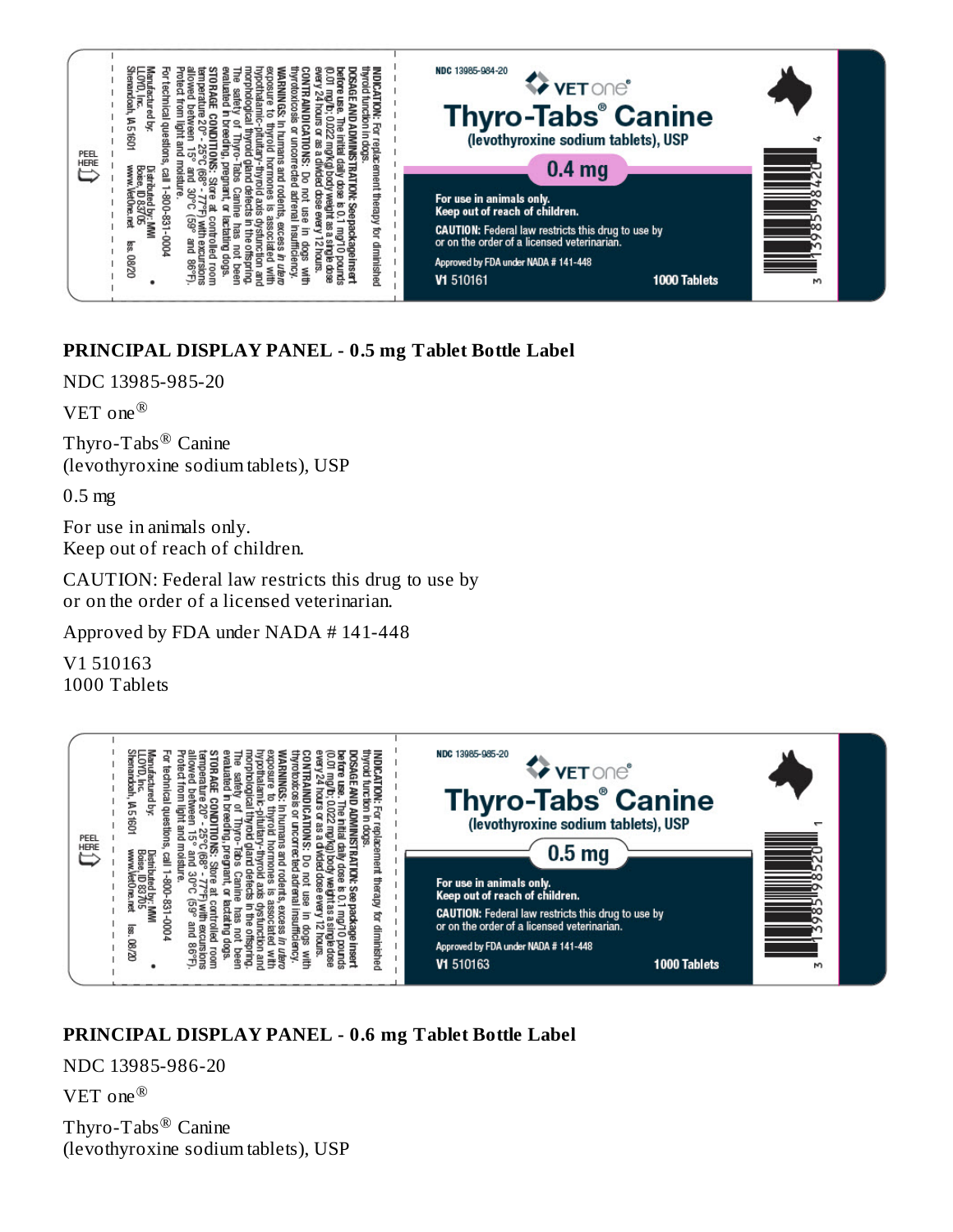## PRINCIPAL DISPLAY PANEL - 0.5 mg Tablet Bottle Label

NDC 13985-985-20

VET one®

Thyro-Tabs® Canine
(levothyroxine sodium tablets), USP

0.5 mg

For use in animals only.
Keep out of reach of children.

CAUTION: Federal law restricts this drug to use by
or on the order of a licensed veterinarian.

Approved by FDA under NADA # 141-448

V1 510163
1000 Tablets

## PRINCIPAL DISPLAY PANEL - 0.6 mg Tablet Bottle Label

NDC 13985-986-20

VET one®

Thyro-Tabs® Canine
(levothyroxine sodium tablets), USP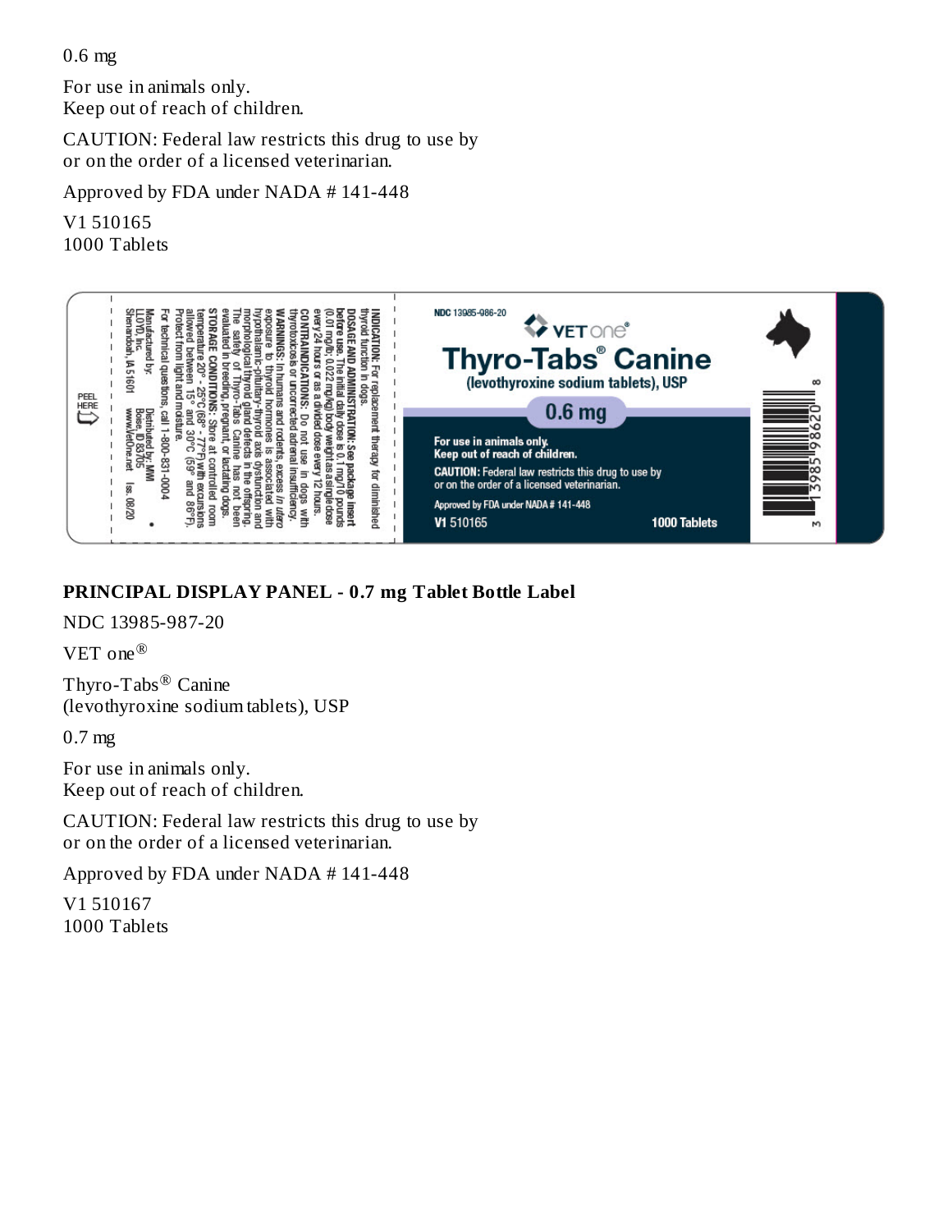0.6 mg

For use in animals only.
Keep out of reach of children.

CAUTION: Federal law restricts this drug to use by or on the order of a licensed veterinarian.

Approved by FDA under NADA # 141-448

V1 510165
1000 Tablets

INDICATION: For replacement therapy for diminished thyroid function in dogs.
DOSAGE AND ADMINISTRATION: See package insert before use. The initial daily dose is 0.1 mg/10 pounds (0.01 mg/lb; 0.022 mg/kg) body weight as a single dose every 24 hours or as a divided dose every 12 hours.
CONTRAINDICATIONS: Do not use in dogs with thyrotoxicosis or uncorrected adrenal insufficiency.
WARNINGS: In humans and rodents, excess *in utero* exposure to thyroid hormones is associated with hypothalamic-pituitary-thyroid axis dysfunction and morphological thyroid gland defects in the offspring. The safety of Thyro-Tabs Canine has not been evaluated in breeding, pregnant, or lactating dogs.
STORAGE CONDITIONS: Store at controlled room temperature 20° - 25°C (68° - 77°F) with excursions allowed between 15° and 30°C (59° and 86°F). Protect from light and moisture.
For technical questions, call 1-800-831-0004

Manufactured by: LLOYD, Inc. Shenandoah, IA 51601
Distributed by: MWI Boise, ID 83705 www.VetOne.net
Iss. 08/20

PEEL HERE

NDC 13985-986-20

VET one®

Thyro-Tabs® Canine
(levothyroxine sodium tablets), USP

0.6 mg

For use in animals only.
Keep out of reach of children.

CAUTION: Federal law restricts this drug to use by or on the order of a licensed veterinarian.

Approved by FDA under NADA # 141-448

V1 510165 1000 Tablets

## PRINCIPAL DISPLAY PANEL - 0.7 mg Tablet Bottle Label

NDC 13985-987-20

VET one®

Thyro-Tabs® Canine
(levothyroxine sodium tablets), USP

0.7 mg

For use in animals only.
Keep out of reach of children.

CAUTION: Federal law restricts this drug to use by or on the order of a licensed veterinarian.

Approved by FDA under NADA # 141-448

V1 510167
1000 Tablets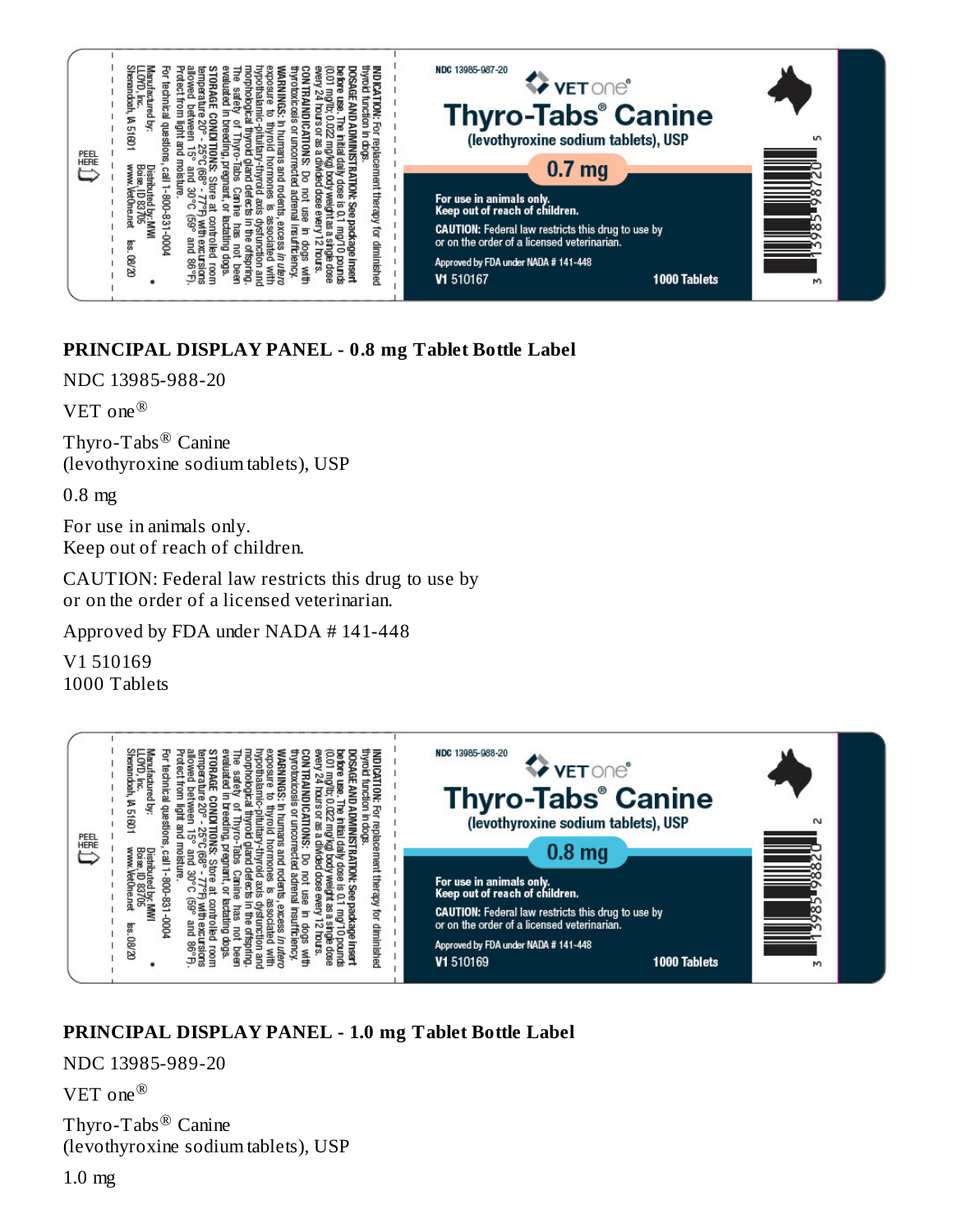NDC 13985-987-20

VET one®

**Thyro-Tabs® Canine**
(levothyroxine sodium tablets), USP

**0.7 mg**

For use in animals only.
Keep out of reach of children.

CAUTION: Federal law restricts this drug to use by or on the order of a licensed veterinarian.

Approved by FDA under NADA # 141-448

V1 510167

1000 Tablets

**INDICATION:** For replacement therapy for diminished thyroid function in dogs.
**DOSAGE AND ADMINISTRATION:** See package insert before use. The initial daily dose is 0.1 mg/10 pounds (0.01 mg/lb; 0.022 mg/kg) body weight as a single dose every 24 hours or as a divided dose every 12 hours.
**CONTRAINDICATIONS:** Do not use in dogs with thyrotoxicosis or uncorrected adrenal insufficiency.
**WARNINGS:** In humans and rodents, excess *in utero* exposure to thyroid hormones is associated with hypothalamic-pituitary-thyroid axis dysfunction and morphological thyroid gland defects in the offspring. The safety of Thyro-Tabs Canine has not been evaluated in breeding, pregnant, or lactating dogs.
**STORAGE CONDITIONS:** Store at controlled room temperature 20° - 25°C (68° - 77°F) with excursions allowed between 15° and 30°C (59° and 86°F). Protect from light and moisture.
For technical questions, call 1-800-831-0004

Manufactured by: LLOYD, Inc. Shenandoah, IA 51601
Distributed by: MWI Boise, ID 83705 www.VetOne.net
Iss. 08/20

PEEL HERE

## PRINCIPAL DISPLAY PANEL - 0.8 mg Tablet Bottle Label

NDC 13985-988-20

VET one®

Thyro-Tabs® Canine
(levothyroxine sodium tablets), USP

0.8 mg

For use in animals only.
Keep out of reach of children.

CAUTION: Federal law restricts this drug to use by
or on the order of a licensed veterinarian.

Approved by FDA under NADA # 141-448

V1 510169
1000 Tablets

NDC 13985-988-20

VET one®

**Thyro-Tabs® Canine**
(levothyroxine sodium tablets), USP

**0.8 mg**

For use in animals only.
Keep out of reach of children.

CAUTION: Federal law restricts this drug to use by or on the order of a licensed veterinarian.

Approved by FDA under NADA # 141-448

V1 510169

1000 Tablets

**INDICATION:** For replacement therapy for diminished thyroid function in dogs.
**DOSAGE AND ADMINISTRATION:** See package insert before use. The initial daily dose is 0.1 mg/10 pounds (0.01 mg/lb; 0.022 mg/kg) body weight as a single dose every 24 hours or as a divided dose every 12 hours.
**CONTRAINDICATIONS:** Do not use in dogs with thyrotoxicosis or uncorrected adrenal insufficiency.
**WARNINGS:** In humans and rodents, excess *in utero* exposure to thyroid hormones is associated with hypothalamic-pituitary-thyroid axis dysfunction and morphological thyroid gland defects in the offspring. The safety of Thyro-Tabs Canine has not been evaluated in breeding, pregnant, or lactating dogs.
**STORAGE CONDITIONS:** Store at controlled room temperature 20° - 25°C (68° - 77°F) with excursions allowed between 15° and 30°C (59° and 86°F). Protect from light and moisture.
For technical questions, call 1-800-831-0004

Manufactured by: LLOYD, Inc. Shenandoah, IA 51601
Distributed by: MWI Boise, ID 83705 www.VetOne.net
Iss. 08/20

PEEL HERE

## PRINCIPAL DISPLAY PANEL - 1.0 mg Tablet Bottle Label

NDC 13985-989-20

VET one®

Thyro-Tabs® Canine
(levothyroxine sodium tablets), USP

1.0 mg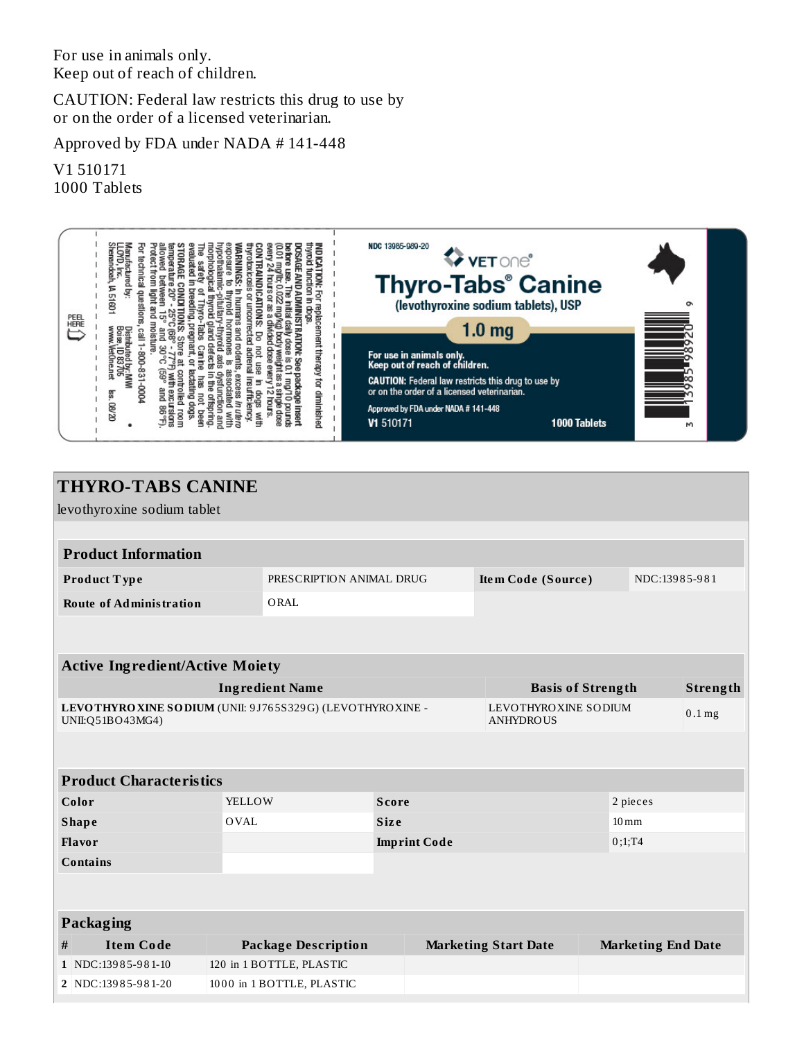For use in animals only.
Keep out of reach of children.

CAUTION: Federal law restricts this drug to use by or on the order of a licensed veterinarian.

Approved by FDA under NADA # 141-448

V1 510171
1000 Tablets

NDC 13985-989-20

VETone®

Thyro-Tabs® Canine
(levothyroxine sodium tablets), USP

1.0 mg

For use in animals only.
Keep out of reach of children.

CAUTION: Federal law restricts this drug to use by or on the order of a licensed veterinarian.

Approved by FDA under NADA # 141-448

V1 510171 1000 Tablets

INDICATION: For replacement therapy for diminished thyroid function in dogs.

DOSAGE AND ADMINISTRATION: See package insert before use. The initial daily dose is 0.1 mg/10 pounds (0.01 mg/lb; 0.022 mg/kg) body weight as a single dose every 24 hours or as a divided dose every 12 hours.

CONTRAINDICATIONS: Do not use in dogs with thyrotoxicosis or uncorrected adrenal insufficiency.

WARNINGS: In humans and rodents, excess *in utero* exposure to thyroid hormones is associated with hypothalamic-pituitary-thyroid axis dysfunction and morphological thyroid gland defects in the offspring. The safety of Thyro-Tabs Canine has not been evaluated in breeding, pregnant, or lactating dogs.

STORAGE CONDITIONS: Store at controlled room temperature 20° - 25°C (68° - 77°F) with excursions allowed between 15° and 30°C (59° and 86°F). Protect from light and moisture.

For technical questions, call 1-800-831-0004

Manufactured by: LLOYD, Inc. Shenandoah, IA 51601
Distributed by: MWI Boise, ID 83705 www.VetOne.net
Iss. 08/20

PEEL HERE

# THYRO-TABS CANINE

levothyroxine sodium tablet

| Product Information | | | |
|---|---|---|---|
| Product Type | PRESCRIPTION ANIMAL DRUG | Item Code (Source) | NDC:13985-981 |
| Route of Administration | ORAL | | |

| Active Ingredient/Active Moiety | | |
|---|---|---|
| Ingredient Name | Basis of Strength | Strength |
| **LEVOTHYROXINE SODIUM** (UNII: 9J765S329G) (LEVOTHYROXINE - UNII:Q51BO43MG4) | LEVOTHYROXINE SODIUM ANHYDROUS | 0.1 mg |

| Product Characteristics | | | |
|---|---|---|---|
| Color | YELLOW | Score | 2 pieces |
| Shape | OVAL | Size | 10mm |
| Flavor | | Imprint Code | 0;1;T4 |
| Contains | | | |

| Packaging | | | | |
|---|---|---|---|---|
| # | Item Code | Package Description | Marketing Start Date | Marketing End Date |
| 1 | NDC:13985-981-10 | 120 in 1 BOTTLE, PLASTIC | | |
| 2 | NDC:13985-981-20 | 1000 in 1 BOTTLE, PLASTIC | | |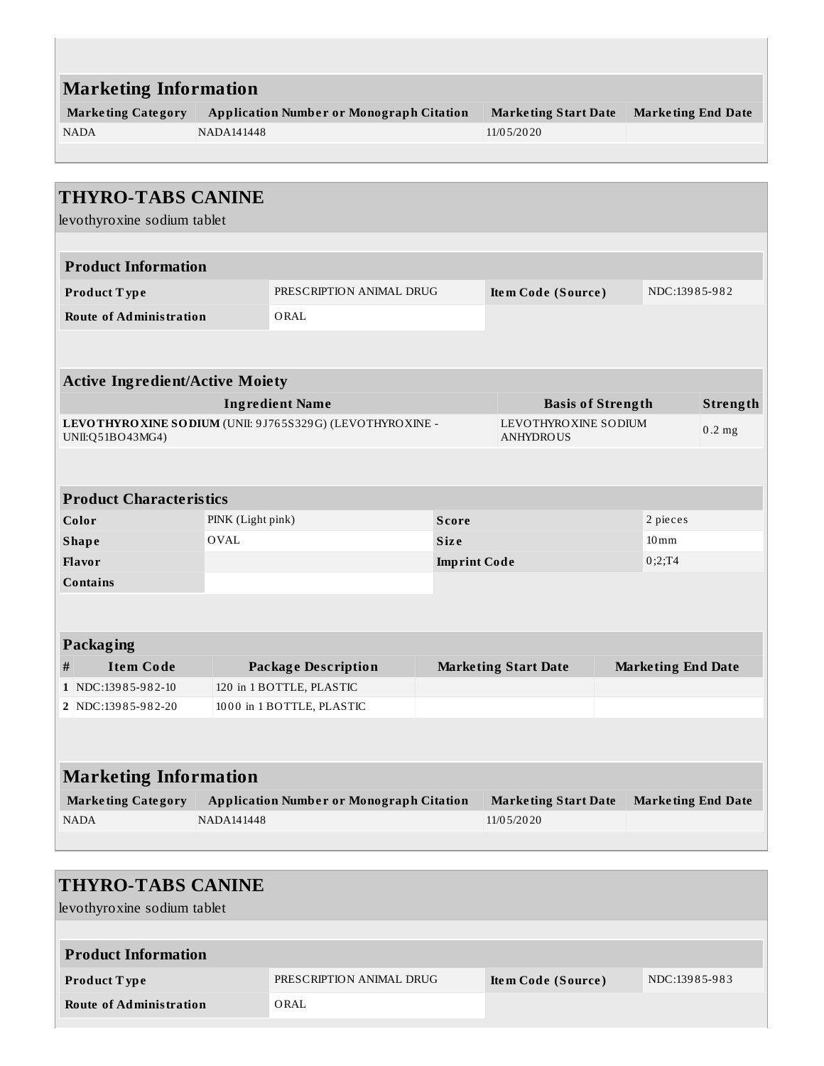## Marketing Information

| Marketing Category | Application Number or Monograph Citation | Marketing Start Date | Marketing End Date |
|---|---|---|---|
| NADA | NADA141448 | 11/05/2020 | |

## THYRO-TABS CANINE

levothyroxine sodium tablet

### Product Information

| | | | |
|---|---|---|---|
| **Product Type** | PRESCRIPTION ANIMAL DRUG | **Item Code (Source)** | NDC:13985-982 |
| **Route of Administration** | ORAL | | |

### Active Ingredient/Active Moiety

| Ingredient Name | Basis of Strength | Strength |
|---|---|---|
| **LEVOTHYROXINE SODIUM** (UNII: 9J765S329G) (LEVOTHYROXINE - UNII:Q51BO43MG4) | LEVOTHYROXINE SODIUM ANHYDROUS | 0.2 mg |

### Product Characteristics

| | | | |
|---|---|---|---|
| **Color** | PINK (Light pink) | **Score** | 2 pieces |
| **Shape** | OVAL | **Size** | 10mm |
| **Flavor** | | **Imprint Code** | 0;2;T4 |
| **Contains** | | | |

### Packaging

| # | Item Code | Package Description | Marketing Start Date | Marketing End Date |
|---|---|---|---|---|
| 1 | NDC:13985-982-10 | 120 in 1 BOTTLE, PLASTIC | | |
| 2 | NDC:13985-982-20 | 1000 in 1 BOTTLE, PLASTIC | | |

## Marketing Information

| Marketing Category | Application Number or Monograph Citation | Marketing Start Date | Marketing End Date |
|---|---|---|---|
| NADA | NADA141448 | 11/05/2020 | |

## THYRO-TABS CANINE

levothyroxine sodium tablet

### Product Information

| | | | |
|---|---|---|---|
| **Product Type** | PRESCRIPTION ANIMAL DRUG | **Item Code (Source)** | NDC:13985-983 |
| **Route of Administration** | ORAL | | |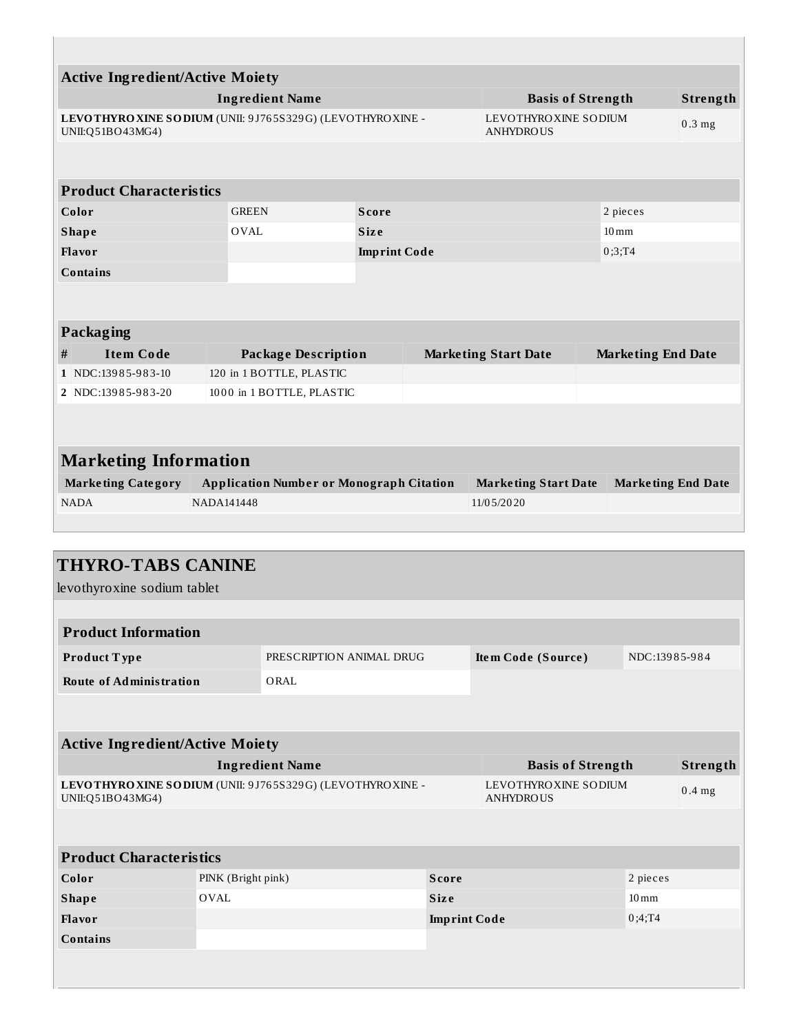| Active Ingredient/Active Moiety | | |
|---|---|---|
| **Ingredient Name** | **Basis of Strength** | **Strength** |
| **LEVOTHYROXINE SODIUM** (UNII: 9J765S329G) (LEVOTHYROXINE - UNII:Q51BO43MG4) | LEVOTHYROXINE SODIUM ANHYDROUS | 0.3 mg |

| Product Characteristics | | | |
|---|---|---|---|
| **Color** | GREEN | **Score** | 2 pieces |
| **Shape** | OVAL | **Size** | 10mm |
| **Flavor** | | **Imprint Code** | 0;3;T4 |
| **Contains** | | | |

| Packaging | | | | |
|---|---|---|---|---|
| **#** | **Item Code** | **Package Description** | **Marketing Start Date** | **Marketing End Date** |
| 1 | NDC:13985-983-10 | 120 in 1 BOTTLE, PLASTIC | | |
| 2 | NDC:13985-983-20 | 1000 in 1 BOTTLE, PLASTIC | | |

| Marketing Information | | | |
|---|---|---|---|
| **Marketing Category** | **Application Number or Monograph Citation** | **Marketing Start Date** | **Marketing End Date** |
| NADA | NADA141448 | 11/05/2020 | |

## THYRO-TABS CANINE

levothyroxine sodium tablet

| Product Information | | | |
|---|---|---|---|
| **Product Type** | PRESCRIPTION ANIMAL DRUG | **Item Code (Source)** | NDC:13985-984 |
| **Route of Administration** | ORAL | | |

| Active Ingredient/Active Moiety | | |
|---|---|---|
| **Ingredient Name** | **Basis of Strength** | **Strength** |
| **LEVOTHYROXINE SODIUM** (UNII: 9J765S329G) (LEVOTHYROXINE - UNII:Q51BO43MG4) | LEVOTHYROXINE SODIUM ANHYDROUS | 0.4 mg |

| Product Characteristics | | | |
|---|---|---|---|
| **Color** | PINK (Bright pink) | **Score** | 2 pieces |
| **Shape** | OVAL | **Size** | 10mm |
| **Flavor** | | **Imprint Code** | 0;4;T4 |
| **Contains** | | | |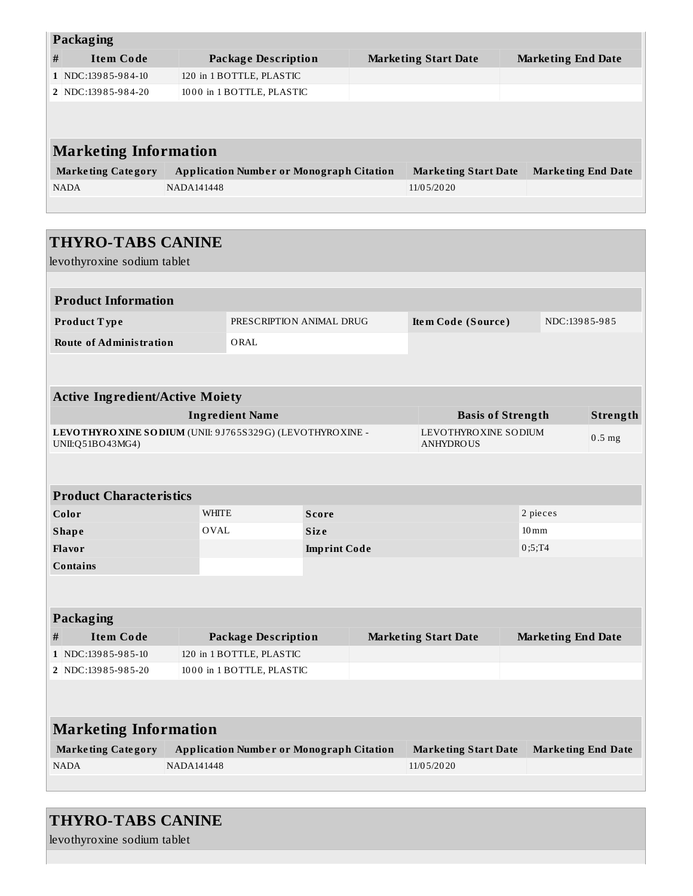### Packaging

| # | Item Code | Package Description | Marketing Start Date | Marketing End Date |
|---|---|---|---|---|
| 1 | NDC:13985-984-10 | 120 in 1 BOTTLE, PLASTIC | | |
| 2 | NDC:13985-984-20 | 1000 in 1 BOTTLE, PLASTIC | | |

### Marketing Information

| Marketing Category | Application Number or Monograph Citation | Marketing Start Date | Marketing End Date |
|---|---|---|---|
| NADA | NADA141448 | 11/05/2020 | |

## THYRO-TABS CANINE

levothyroxine sodium tablet

### Product Information

| | | | |
|---|---|---|---|
| **Product Type** | PRESCRIPTION ANIMAL DRUG | **Item Code (Source)** | NDC:13985-985 |
| **Route of Administration** | ORAL | | |

### Active Ingredient/Active Moiety

| Ingredient Name | Basis of Strength | Strength |
|---|---|---|
| **LEVOTHYROXINE SODIUM** (UNII: 9J765S329G) (LEVOTHYROXINE - UNII:Q51BO43MG4) | LEVOTHYROXINE SODIUM ANHYDROUS | 0.5 mg |

### Product Characteristics

| | | | |
|---|---|---|---|
| **Color** | WHITE | **Score** | 2 pieces |
| **Shape** | OVAL | **Size** | 10mm |
| **Flavor** | | **Imprint Code** | 0;5;T4 |
| **Contains** | | | |

### Packaging

| # | Item Code | Package Description | Marketing Start Date | Marketing End Date |
|---|---|---|---|---|
| 1 | NDC:13985-985-10 | 120 in 1 BOTTLE, PLASTIC | | |
| 2 | NDC:13985-985-20 | 1000 in 1 BOTTLE, PLASTIC | | |

### Marketing Information

| Marketing Category | Application Number or Monograph Citation | Marketing Start Date | Marketing End Date |
|---|---|---|---|
| NADA | NADA141448 | 11/05/2020 | |

## THYRO-TABS CANINE

levothyroxine sodium tablet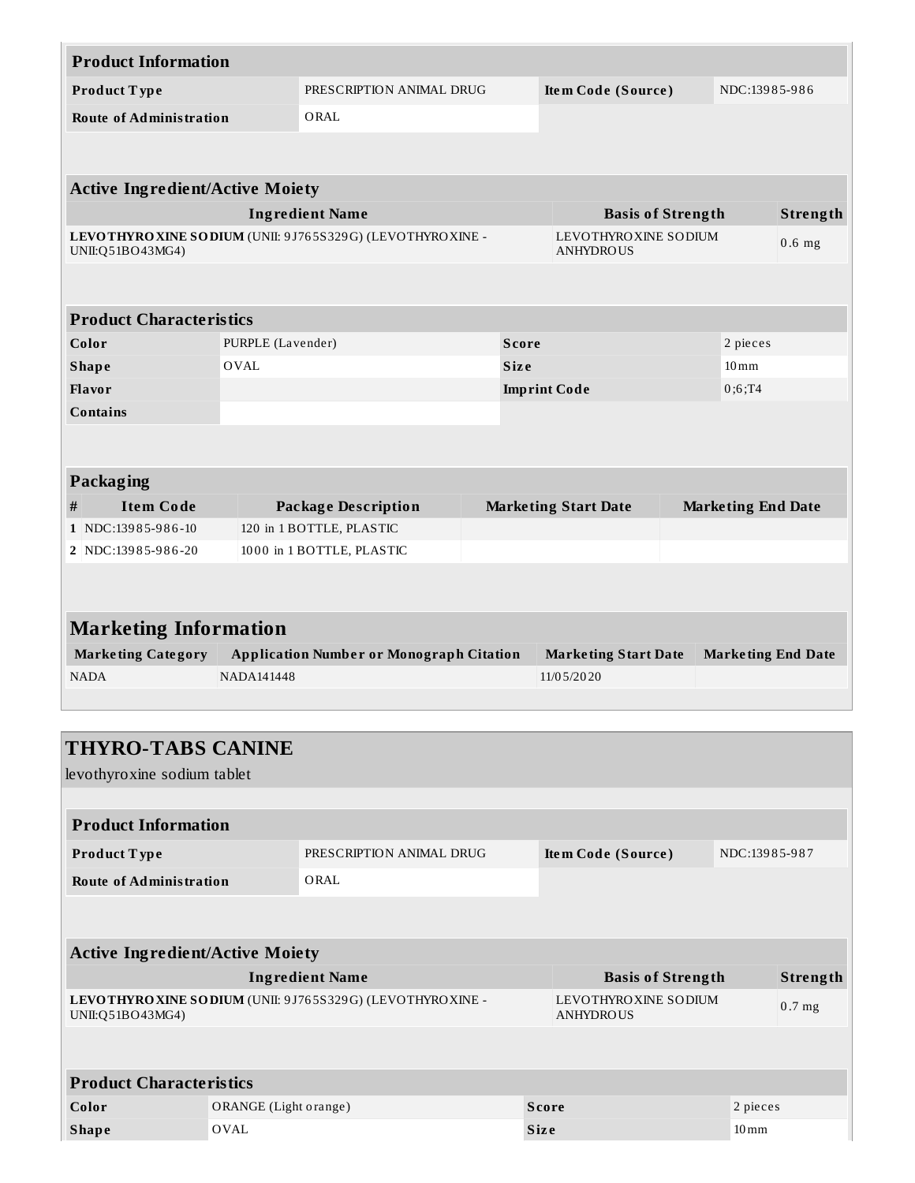| Product Information | | | |
|---|---|---|---|
| **Product Type** | PRESCRIPTION ANIMAL DRUG | **Item Code (Source)** | NDC:13985-986 |
| **Route of Administration** | ORAL | | |

| Active Ingredient/Active Moiety | | |
|---|---|---|
| **Ingredient Name** | **Basis of Strength** | **Strength** |
| **LEVOTHYROXINE SODIUM** (UNII: 9J765S329G) (LEVOTHYROXINE - UNII:Q51BO43MG4) | LEVOTHYROXINE SODIUM ANHYDROUS | 0.6 mg |

| Product Characteristics | | | |
|---|---|---|---|
| **Color** | PURPLE (Lavender) | **Score** | 2 pieces |
| **Shape** | OVAL | **Size** | 10mm |
| **Flavor** | | **Imprint Code** | 0;6;T4 |
| **Contains** | | | |

| Packaging | | | | |
|---|---|---|---|---|
| **#** | **Item Code** | **Package Description** | **Marketing Start Date** | **Marketing End Date** |
| 1 | NDC:13985-986-10 | 120 in 1 BOTTLE, PLASTIC | | |
| 2 | NDC:13985-986-20 | 1000 in 1 BOTTLE, PLASTIC | | |

## Marketing Information

| Marketing Category | Application Number or Monograph Citation | Marketing Start Date | Marketing End Date |
|---|---|---|---|
| NADA | NADA141448 | 11/05/2020 | |

## THYRO-TABS CANINE

levothyroxine sodium tablet

| Product Information | | | |
|---|---|---|---|
| **Product Type** | PRESCRIPTION ANIMAL DRUG | **Item Code (Source)** | NDC:13985-987 |
| **Route of Administration** | ORAL | | |

| Active Ingredient/Active Moiety | | |
|---|---|---|
| **Ingredient Name** | **Basis of Strength** | **Strength** |
| **LEVOTHYROXINE SODIUM** (UNII: 9J765S329G) (LEVOTHYROXINE - UNII:Q51BO43MG4) | LEVOTHYROXINE SODIUM ANHYDROUS | 0.7 mg |

| Product Characteristics | | | |
|---|---|---|---|
| **Color** | ORANGE (Light orange) | **Score** | 2 pieces |
| **Shape** | OVAL | **Size** | 10mm |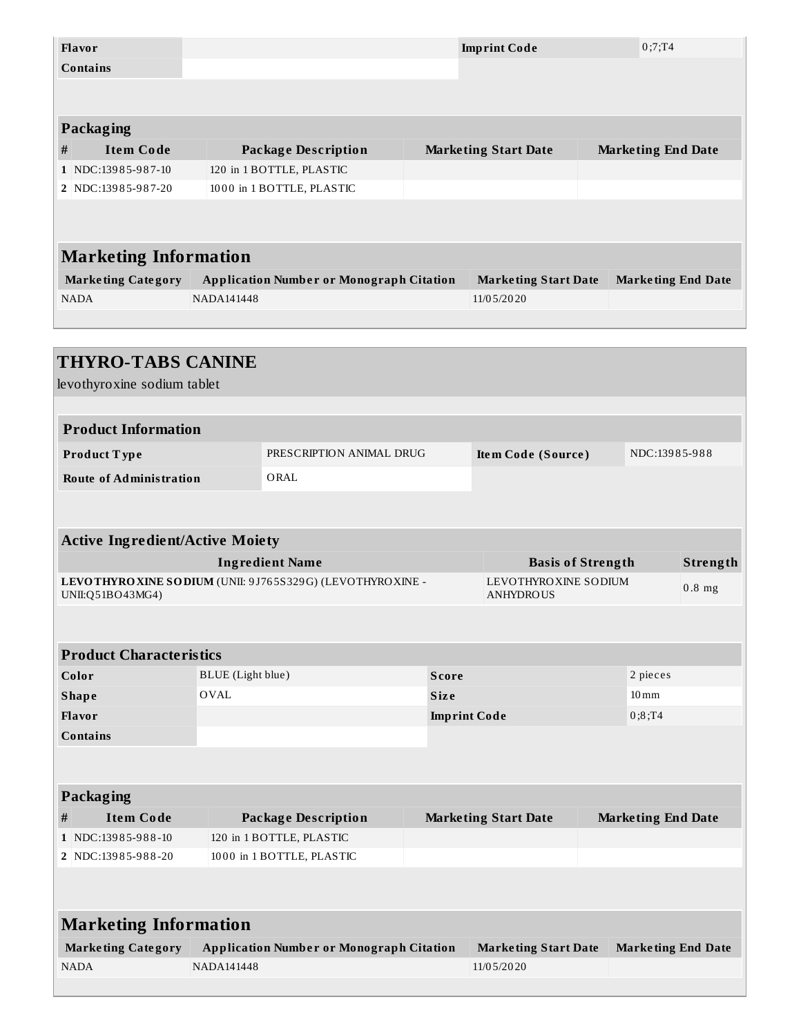| Flavor | | Imprint Code | 0;7;T4 |
|---|---|---|---|
| Contains | | | |

| Packaging | | | | |
|---|---|---|---|---|
| # | Item Code | Package Description | Marketing Start Date | Marketing End Date |
| 1 | NDC:13985-987-10 | 120 in 1 BOTTLE, PLASTIC | | |
| 2 | NDC:13985-987-20 | 1000 in 1 BOTTLE, PLASTIC | | |

## Marketing Information

| Marketing Category | Application Number or Monograph Citation | Marketing Start Date | Marketing End Date |
|---|---|---|---|
| NADA | NADA141448 | 11/05/2020 | |

# THYRO-TABS CANINE

levothyroxine sodium tablet

| Product Information | | | |
|---|---|---|---|
| Product Type | PRESCRIPTION ANIMAL DRUG | Item Code (Source) | NDC:13985-988 |
| Route of Administration | ORAL | | |

| Active Ingredient/Active Moiety | | |
|---|---|---|
| Ingredient Name | Basis of Strength | Strength |
| **LEVOTHYROXINE SODIUM** (UNII: 9J765S329G) (LEVOTHYROXINE - UNII:Q51BO43MG4) | LEVOTHYROXINE SODIUM ANHYDROUS | 0.8 mg |

| Product Characteristics | | | |
|---|---|---|---|
| Color | BLUE (Light blue) | Score | 2 pieces |
| Shape | OVAL | Size | 10mm |
| Flavor | | Imprint Code | 0;8;T4 |
| Contains | | | |

| Packaging | | | | |
|---|---|---|---|---|
| # | Item Code | Package Description | Marketing Start Date | Marketing End Date |
| 1 | NDC:13985-988-10 | 120 in 1 BOTTLE, PLASTIC | | |
| 2 | NDC:13985-988-20 | 1000 in 1 BOTTLE, PLASTIC | | |

## Marketing Information

| Marketing Category | Application Number or Monograph Citation | Marketing Start Date | Marketing End Date |
|---|---|---|---|
| NADA | NADA141448 | 11/05/2020 | |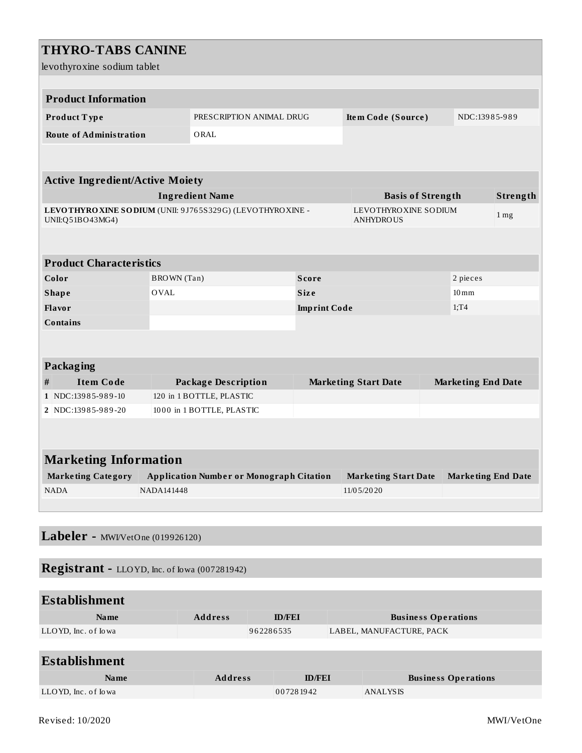# THYRO-TABS CANINE

levothyroxine sodium tablet

| Product Information | | | |
|---|---|---|---|
| **Product Type** | PRESCRIPTION ANIMAL DRUG | **Item Code (Source)** | NDC:13985-989 |
| **Route of Administration** | ORAL | | |

| Active Ingredient/Active Moiety | | |
|---|---|---|
| **Ingredient Name** | **Basis of Strength** | **Strength** |
| **LEVOTHYROXINE SODIUM** (UNII: 9J765S329G) (LEVOTHYROXINE - UNII:Q51BO43MG4) | LEVOTHYROXINE SODIUM ANHYDROUS | 1 mg |

| Product Characteristics | | | |
|---|---|---|---|
| **Color** | BROWN (Tan) | **Score** | 2 pieces |
| **Shape** | OVAL | **Size** | 10mm |
| **Flavor** | | **Imprint Code** | 1;T4 |
| **Contains** | | | |

| Packaging | | | | |
|---|---|---|---|---|
| **#** | **Item Code** | **Package Description** | **Marketing Start Date** | **Marketing End Date** |
| **1** | NDC:13985-989-10 | 120 in 1 BOTTLE, PLASTIC | | |
| **2** | NDC:13985-989-20 | 1000 in 1 BOTTLE, PLASTIC | | |

| Marketing Information | | | |
|---|---|---|---|
| **Marketing Category** | **Application Number or Monograph Citation** | **Marketing Start Date** | **Marketing End Date** |
| NADA | NADA141448 | 11/05/2020 | |

## Labeler - MWI/VetOne (019926120)

## Registrant - LLOYD, Inc. of Iowa (007281942)

| Establishment | | | |
|---|---|---|---|
| **Name** | **Address** | **ID/FEI** | **Business Operations** |
| LLOYD, Inc. of Iowa | | 962286535 | LABEL, MANUFACTURE, PACK |

| Establishment | | | |
|---|---|---|---|
| **Name** | **Address** | **ID/FEI** | **Business Operations** |
| LLOYD, Inc. of Iowa | | 007281942 | ANALYSIS |

Revised: 10/2020

MWI/VetOne